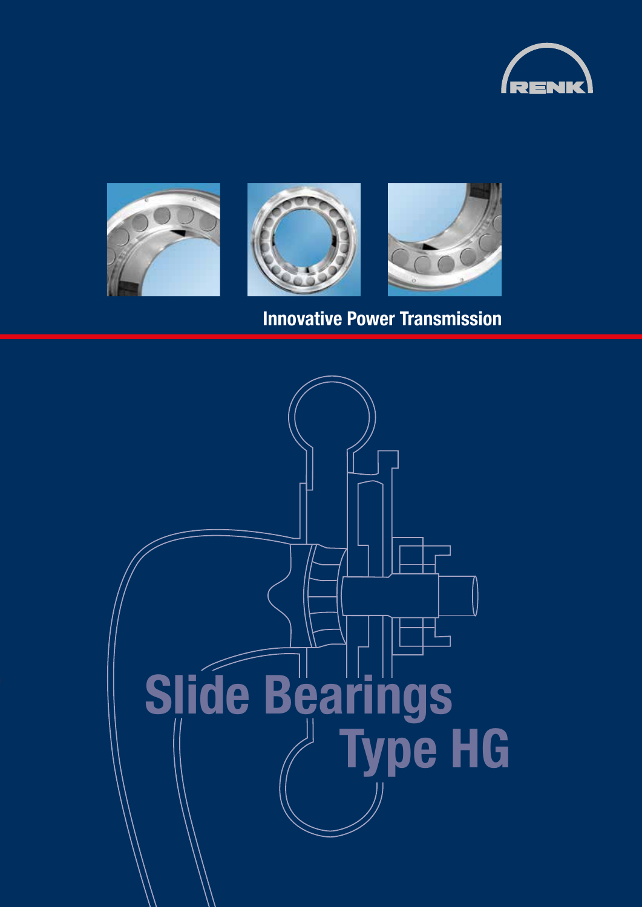RENK

Innovative Power Transmission

# Slide Bearings Type HG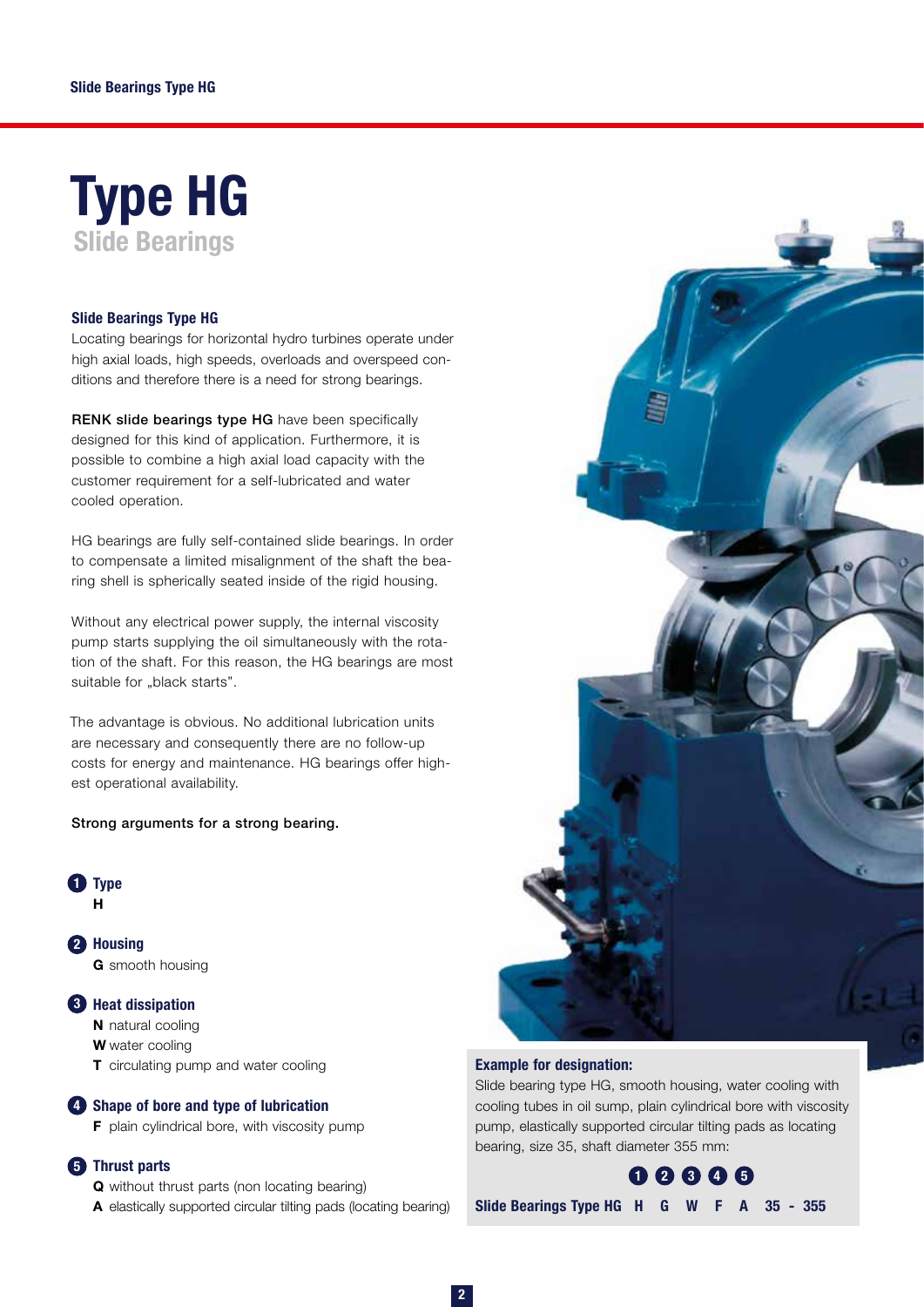# Type HG
## Slide Bearings

### Slide Bearings Type HG

Locating bearings for horizontal hydro turbines operate under high axial loads, high speeds, overloads and overspeed conditions and therefore there is a need for strong bearings.

**RENK slide bearings type HG** have been specifically designed for this kind of application. Furthermore, it is possible to combine a high axial load capacity with the customer requirement for a self-lubricated and water cooled operation.

HG bearings are fully self-contained slide bearings. In order to compensate a limited misalignment of the shaft the bearing shell is spherically seated inside of the rigid housing.

Without any electrical power supply, the internal viscosity pump starts supplying the oil simultaneously with the rotation of the shaft. For this reason, the HG bearings are most suitable for „black starts".

The advantage is obvious. No additional lubrication units are necessary and consequently there are no follow-up costs for energy and maintenance. HG bearings offer highest operational availability.

**Strong arguments for a strong bearing.**

**1 Type**
- **H**

**2 Housing**
- **G** smooth housing

**3 Heat dissipation**
- **N** natural cooling
- **W** water cooling
- **T** circulating pump and water cooling

**4 Shape of bore and type of lubrication**
- **F** plain cylindrical bore, with viscosity pump

**5 Thrust parts**
- **Q** without thrust parts (non locating bearing)
- **A** elastically supported circular tilting pads (locating bearing)

**Example for designation:**

Slide bearing type HG, smooth housing, water cooling with cooling tubes in oil sump, plain cylindrical bore with viscosity pump, elastically supported circular tilting pads as locating bearing, size 35, shaft diameter 355 mm:

| | 1 | 2 | 3 | 4 | 5 | | |
|---|---|---|---|---|---|---|---|
| **Slide Bearings Type HG** | **H** | **G** | **W** | **F** | **A** | **35** | **- 355** |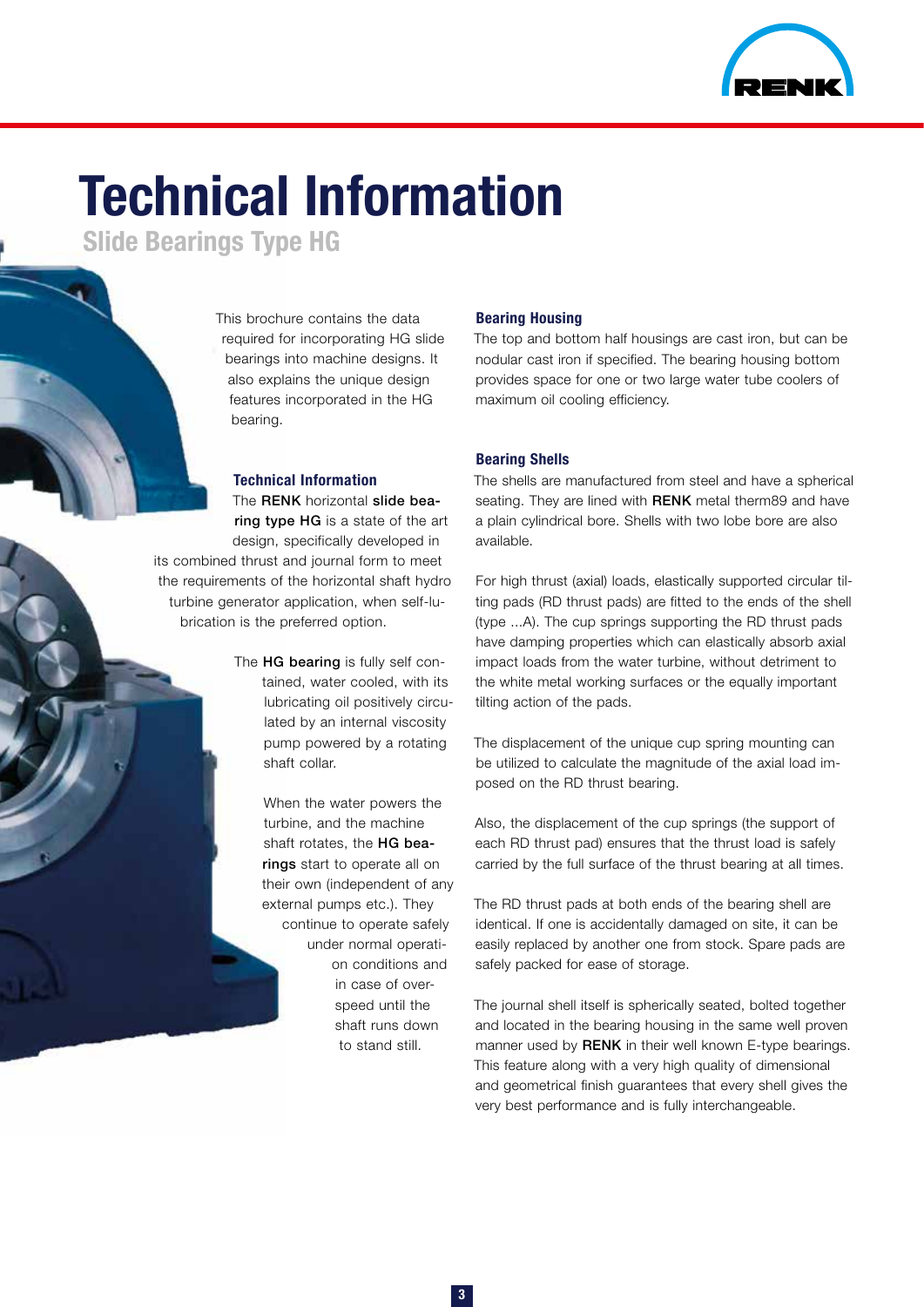# Technical Information

## Slide Bearings Type HG

This brochure contains the data required for incorporating HG slide bearings into machine designs. It also explains the unique design features incorporated in the HG bearing.

### Technical Information

The **RENK** horizontal **slide bearing type HG** is a state of the art design, specifically developed in its combined thrust and journal form to meet the requirements of the horizontal shaft hydro turbine generator application, when self-lubrication is the preferred option.

The **HG bearing** is fully self contained, water cooled, with its lubricating oil positively circulated by an internal viscosity pump powered by a rotating shaft collar.

When the water powers the turbine, and the machine shaft rotates, the **HG bearings** start to operate all on their own (independent of any external pumps etc.). They continue to operate safely under normal operation conditions and in case of overspeed until the shaft runs down to stand still.

### Bearing Housing

The top and bottom half housings are cast iron, but can be nodular cast iron if specified. The bearing housing bottom provides space for one or two large water tube coolers of maximum oil cooling efficiency.

### Bearing Shells

The shells are manufactured from steel and have a spherical seating. They are lined with **RENK** metal therm89 and have a plain cylindrical bore. Shells with two lobe bore are also available.

For high thrust (axial) loads, elastically supported circular tilting pads (RD thrust pads) are fitted to the ends of the shell (type ...A). The cup springs supporting the RD thrust pads have damping properties which can elastically absorb axial impact loads from the water turbine, without detriment to the white metal working surfaces or the equally important tilting action of the pads.

The displacement of the unique cup spring mounting can be utilized to calculate the magnitude of the axial load imposed on the RD thrust bearing.

Also, the displacement of the cup springs (the support of each RD thrust pad) ensures that the thrust load is safely carried by the full surface of the thrust bearing at all times.

The RD thrust pads at both ends of the bearing shell are identical. If one is accidentally damaged on site, it can be easily replaced by another one from stock. Spare pads are safely packed for ease of storage.

The journal shell itself is spherically seated, bolted together and located in the bearing housing in the same well proven manner used by **RENK** in their well known E-type bearings. This feature along with a very high quality of dimensional and geometrical finish guarantees that every shell gives the very best performance and is fully interchangeable.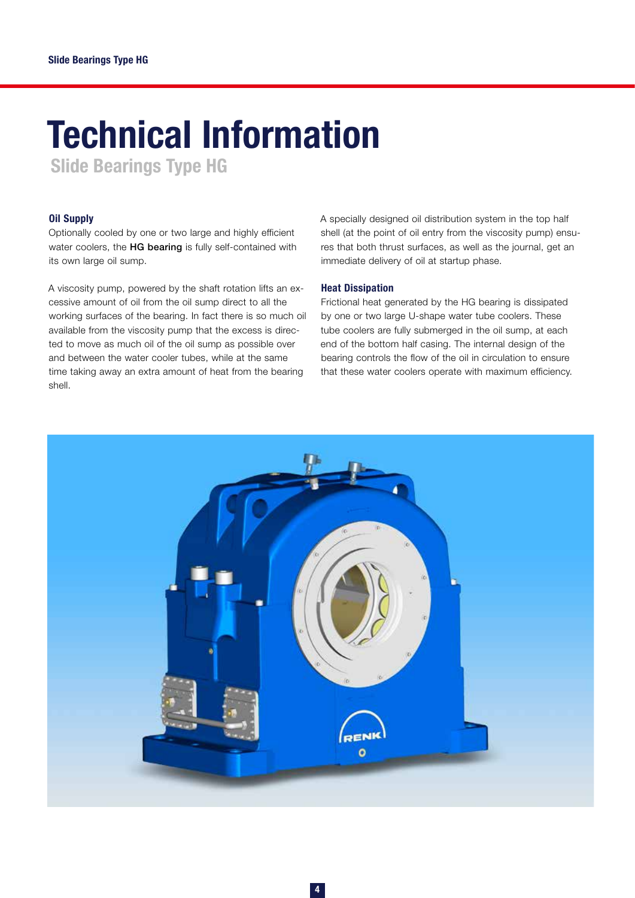# Technical Information

## Slide Bearings Type HG

### Oil Supply

Optionally cooled by one or two large and highly efficient water coolers, the **HG bearing** is fully self-contained with its own large oil sump.

A viscosity pump, powered by the shaft rotation lifts an excessive amount of oil from the oil sump direct to all the working surfaces of the bearing. In fact there is so much oil available from the viscosity pump that the excess is directed to move as much oil of the oil sump as possible over and between the water cooler tubes, while at the same time taking away an extra amount of heat from the bearing shell.

A specially designed oil distribution system in the top half shell (at the point of oil entry from the viscosity pump) ensures that both thrust surfaces, as well as the journal, get an immediate delivery of oil at startup phase.

### Heat Dissipation

Frictional heat generated by the HG bearing is dissipated by one or two large U-shape water tube coolers. These tube coolers are fully submerged in the oil sump, at each end of the bottom half casing. The internal design of the bearing controls the flow of the oil in circulation to ensure that these water coolers operate with maximum efficiency.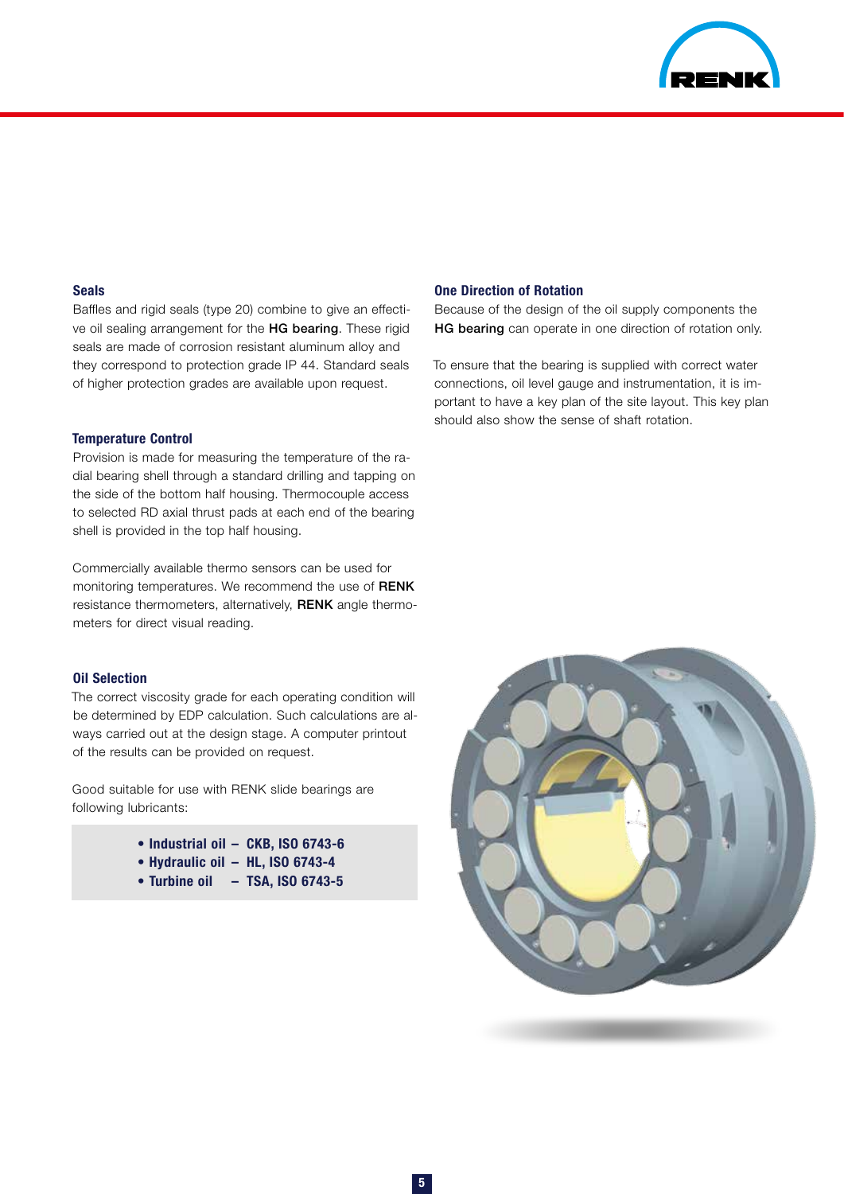### Seals

Baffles and rigid seals (type 20) combine to give an effective oil sealing arrangement for the **HG bearing**. These rigid seals are made of corrosion resistant aluminum alloy and they correspond to protection grade IP 44. Standard seals of higher protection grades are available upon request.

### Temperature Control

Provision is made for measuring the temperature of the radial bearing shell through a standard drilling and tapping on the side of the bottom half housing. Thermocouple access to selected RD axial thrust pads at each end of the bearing shell is provided in the top half housing.

Commercially available thermo sensors can be used for monitoring temperatures. We recommend the use of **RENK** resistance thermometers, alternatively, **RENK** angle thermometers for direct visual reading.

### Oil Selection

The correct viscosity grade for each operating condition will be determined by EDP calculation. Such calculations are always carried out at the design stage. A computer printout of the results can be provided on request.

Good suitable for use with RENK slide bearings are following lubricants:

- **Industrial oil – CKB, ISO 6743-6**
- **Hydraulic oil – HL, ISO 6743-4**
- **Turbine oil – TSA, ISO 6743-5**

### One Direction of Rotation

Because of the design of the oil supply components the **HG bearing** can operate in one direction of rotation only.

To ensure that the bearing is supplied with correct water connections, oil level gauge and instrumentation, it is important to have a key plan of the site layout. This key plan should also show the sense of shaft rotation.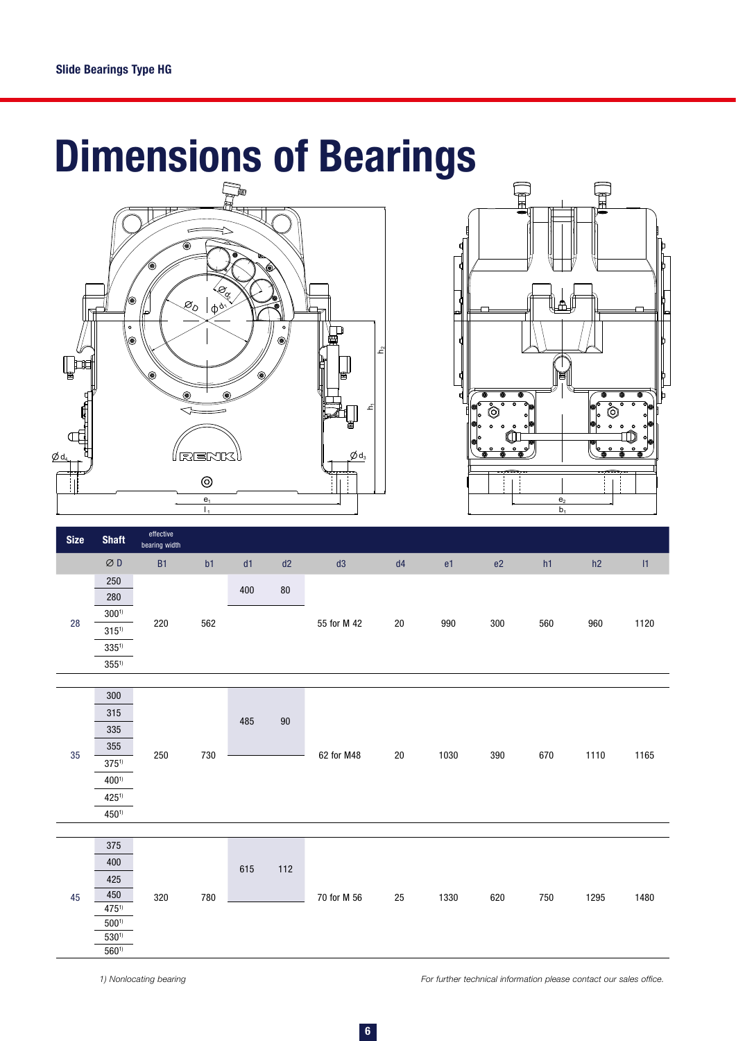# Dimensions of Bearings

| Size | Shaft | effective bearing width | | | | | | | | | | |
|---|---|---|---|---|---|---|---|---|---|---|---|---|
| | Ø D | B1 | b1 | d1 | d2 | d3 | d4 | e1 | e2 | h1 | h2 | l1 |
| 28 | 250 | 220 | 562 | 400 | 80 | 55 for M 42 | 20 | 990 | 300 | 560 | 960 | 1120 |
| | 280 | | | | | | | | | | | |
| | 300[1)] | | | | | | | | | | | |
| | 315[1)] | | | | | | | | | | | |
| | 335[1)] | | | | | | | | | | | |
| | 355[1)] | | | | | | | | | | | |
| 35 | 300 | 250 | 730 | 485 | 90 | 62 for M48 | 20 | 1030 | 390 | 670 | 1110 | 1165 |
| | 315 | | | | | | | | | | | |
| | 335 | | | | | | | | | | | |
| | 355 | | | | | | | | | | | |
| | 375[1)] | | | | | | | | | | | |
| | 400[1)] | | | | | | | | | | | |
| | 425[1)] | | | | | | | | | | | |
| | 450[1)] | | | | | | | | | | | |
| 45 | 375 | 320 | 780 | 615 | 112 | 70 for M 56 | 25 | 1330 | 620 | 750 | 1295 | 1480 |
| | 400 | | | | | | | | | | | |
| | 425 | | | | | | | | | | | |
| | 450 | | | | | | | | | | | |
| | 475[1)] | | | | | | | | | | | |
| | 500[1)] | | | | | | | | | | | |
| | 530[1)] | | | | | | | | | | | |
| | 560[1)] | | | | | | | | | | | |

*1) Nonlocating bearing*

*For further technical information please contact our sales office.*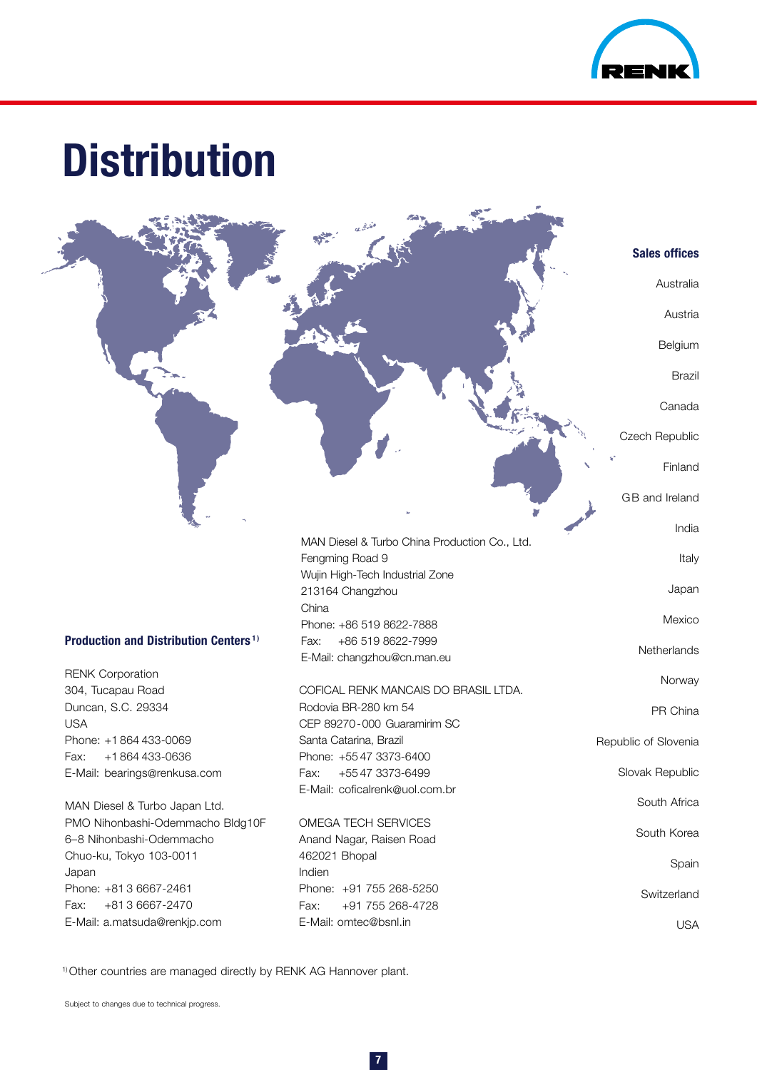# Distribution

## Production and Distribution Centers [1)]

RENK Corporation
304, Tucapau Road
Duncan, S.C. 29334
USA
Phone: +1 864 433-0069
Fax: +1 864 433-0636
E-Mail: bearings@renkusa.com

MAN Diesel & Turbo Japan Ltd.
PMO Nihonbashi-Odemmacho Bldg10F
6–8 Nihonbashi-Odemmacho
Chuo-ku, Tokyo 103-0011
Japan
Phone: +81 3 6667-2461
Fax: +81 3 6667-2470
E-Mail: a.matsuda@renkjp.com

MAN Diesel & Turbo China Production Co., Ltd.
Fengming Road 9
Wujin High-Tech Industrial Zone
213164 Changzhou
China
Phone: +86 519 8622-7888
Fax: +86 519 8622-7999
E-Mail: changzhou@cn.man.eu

COFICAL RENK MANCAIS DO BRASIL LTDA.
Rodovia BR-280 km 54
CEP 89270-000 Guaramirim SC
Santa Catarina, Brazil
Phone: +55 47 3373-6400
Fax: +55 47 3373-6499
E-Mail: coficalrenk@uol.com.br

OMEGA TECH SERVICES
Anand Nagar, Raisen Road
462021 Bhopal
Indien
Phone: +91 755 268-5250
Fax: +91 755 268-4728
E-Mail: omtec@bsnl.in

## Sales offices

Australia
Austria
Belgium
Brazil
Canada
Czech Republic
Finland
GB and Ireland
India
Italy
Japan
Mexico
Netherlands
Norway
PR China
Republic of Slovenia
Slovak Republic
South Africa
South Korea
Spain
Switzerland
USA

[1)] Other countries are managed directly by RENK AG Hannover plant.

Subject to changes due to technical progress.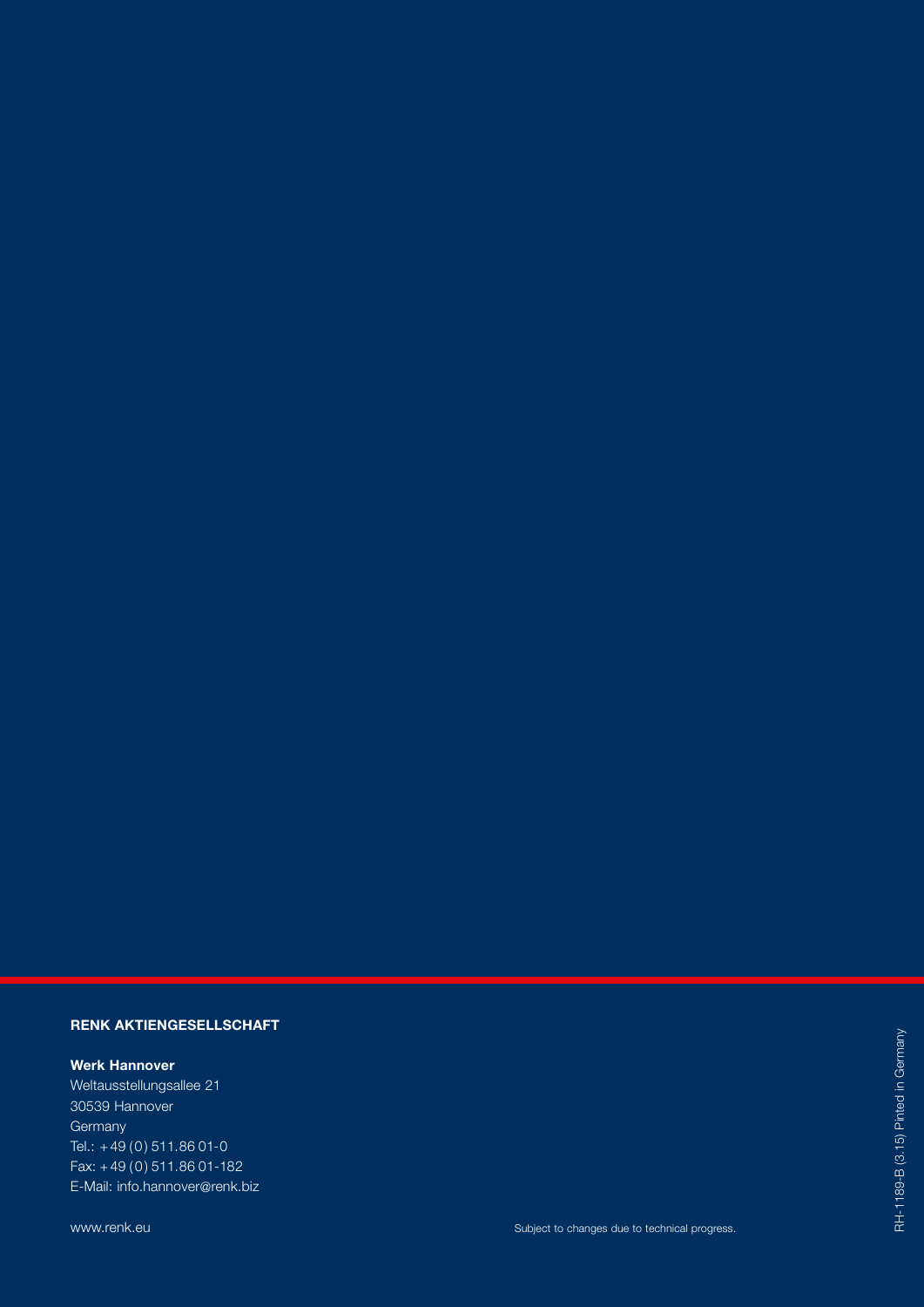**RENK AKTIENGESELLSCHAFT**

**Werk Hannover**
Weltausstellungsallee 21
30539 Hannover
Germany
Tel.: +49 (0) 511.86 01-0
Fax: +49 (0) 511.86 01-182
E-Mail: info.hannover@renk.biz

www.renk.eu

Subject to changes due to technical progress.

RH-1189-B (3.15) Pinted in Germany